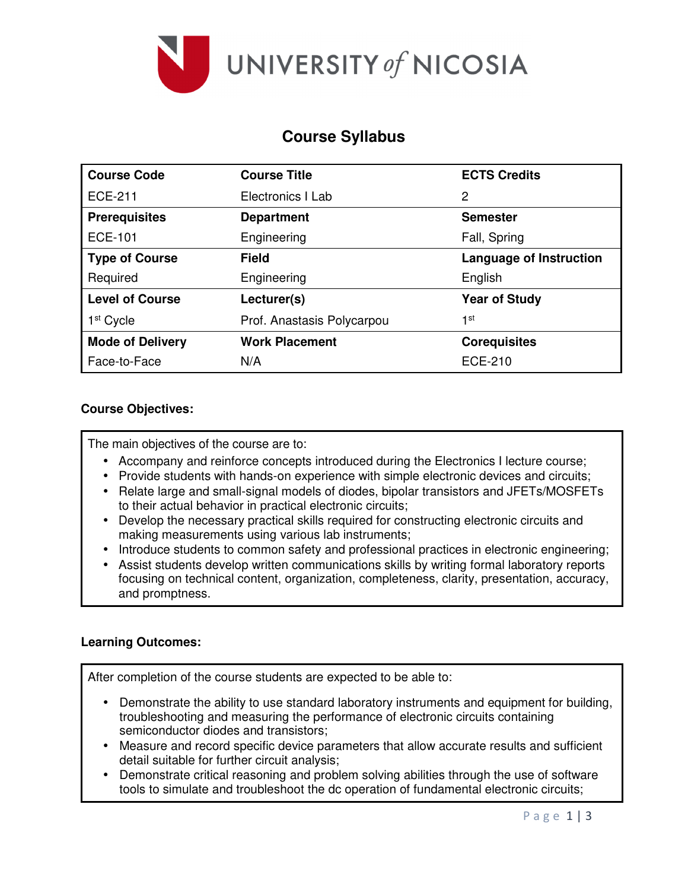# Course Syllabus

| Course Code | Course Title | ECTS Credits |
|---|---|---|
| ECE-211 | Electronics I Lab | 2 |
| **Prerequisites** | **Department** | **Semester** |
| ECE-101 | Engineering | Fall, Spring |
| **Type of Course** | **Field** | **Language of Instruction** |
| Required | Engineering | English |
| **Level of Course** | **Lecturer(s)** | **Year of Study** |
| 1st Cycle | Prof. Anastasis Polycarpou | 1st |
| **Mode of Delivery** | **Work Placement** | **Corequisites** |
| Face-to-Face | N/A | ECE-210 |

**Course Objectives:**

The main objectives of the course are to:

- Accompany and reinforce concepts introduced during the Electronics I lecture course;
- Provide students with hands-on experience with simple electronic devices and circuits;
- Relate large and small-signal models of diodes, bipolar transistors and JFETs/MOSFETs to their actual behavior in practical electronic circuits;
- Develop the necessary practical skills required for constructing electronic circuits and making measurements using various lab instruments;
- Introduce students to common safety and professional practices in electronic engineering;
- Assist students develop written communications skills by writing formal laboratory reports focusing on technical content, organization, completeness, clarity, presentation, accuracy, and promptness.

**Learning Outcomes:**

After completion of the course students are expected to be able to:

- Demonstrate the ability to use standard laboratory instruments and equipment for building, troubleshooting and measuring the performance of electronic circuits containing semiconductor diodes and transistors;
- Measure and record specific device parameters that allow accurate results and sufficient detail suitable for further circuit analysis;
- Demonstrate critical reasoning and problem solving abilities through the use of software tools to simulate and troubleshoot the dc operation of fundamental electronic circuits;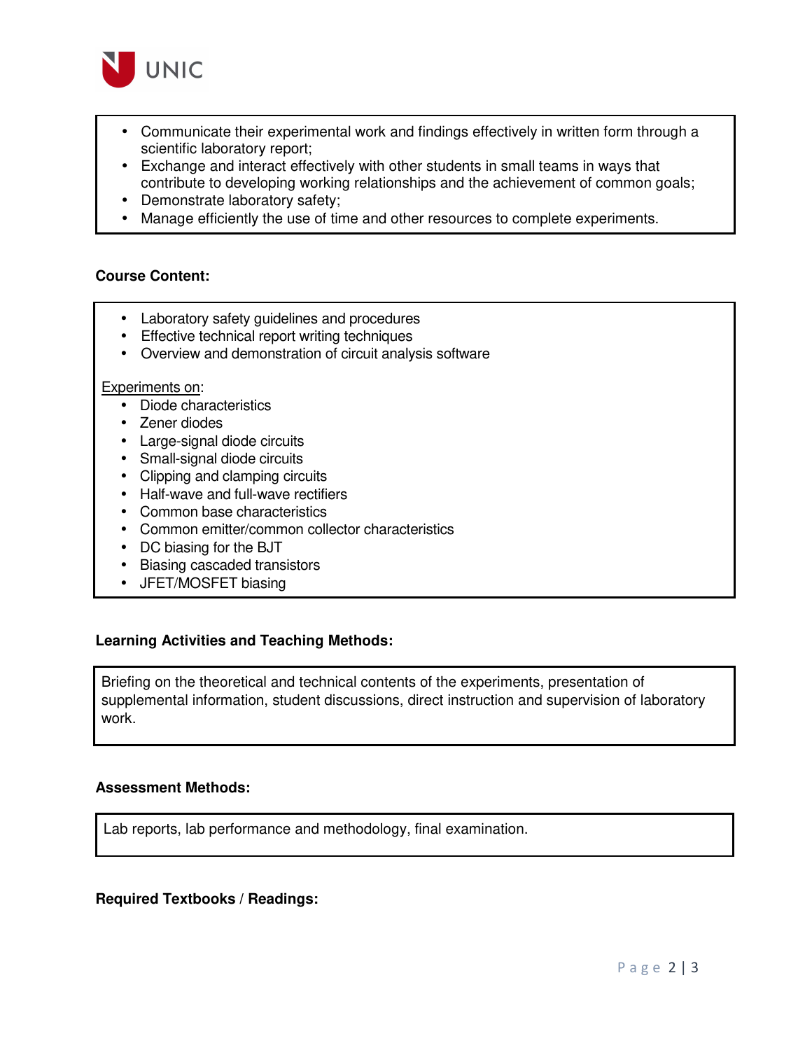- Communicate their experimental work and findings effectively in written form through a scientific laboratory report;
- Exchange and interact effectively with other students in small teams in ways that contribute to developing working relationships and the achievement of common goals;
- Demonstrate laboratory safety;
- Manage efficiently the use of time and other resources to complete experiments.

**Course Content:**

- Laboratory safety guidelines and procedures
- Effective technical report writing techniques
- Overview and demonstration of circuit analysis software

Experiments on:

- Diode characteristics
- Zener diodes
- Large-signal diode circuits
- Small-signal diode circuits
- Clipping and clamping circuits
- Half-wave and full-wave rectifiers
- Common base characteristics
- Common emitter/common collector characteristics
- DC biasing for the BJT
- Biasing cascaded transistors
- JFET/MOSFET biasing

**Learning Activities and Teaching Methods:**

Briefing on the theoretical and technical contents of the experiments, presentation of supplemental information, student discussions, direct instruction and supervision of laboratory work.

**Assessment Methods:**

Lab reports, lab performance and methodology, final examination.

**Required Textbooks / Readings:**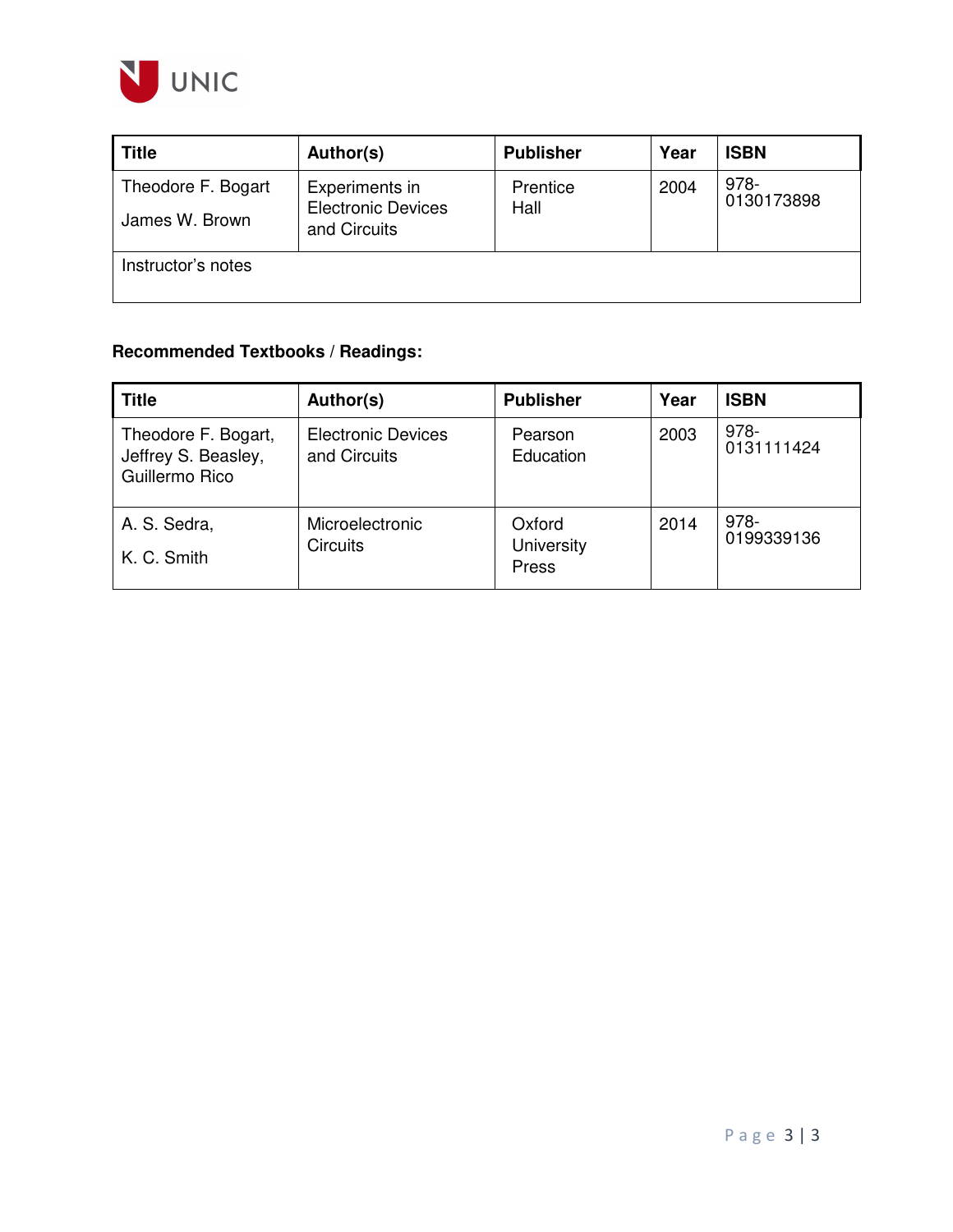| Title | Author(s) | Publisher | Year | ISBN |
| --- | --- | --- | --- | --- |
| Theodore F. Bogart James W. Brown | Experiments in Electronic Devices and Circuits | Prentice Hall | 2004 | 978-0130173898 |
| Instructor's notes | | | | |

**Recommended Textbooks / Readings:**

| Title | Author(s) | Publisher | Year | ISBN |
| --- | --- | --- | --- | --- |
| Theodore F. Bogart, Jeffrey S. Beasley, Guillermo Rico | Electronic Devices and Circuits | Pearson Education | 2003 | 978-0131111424 |
| A. S. Sedra, K. C. Smith | Microelectronic Circuits | Oxford University Press | 2014 | 978-0199339136 |